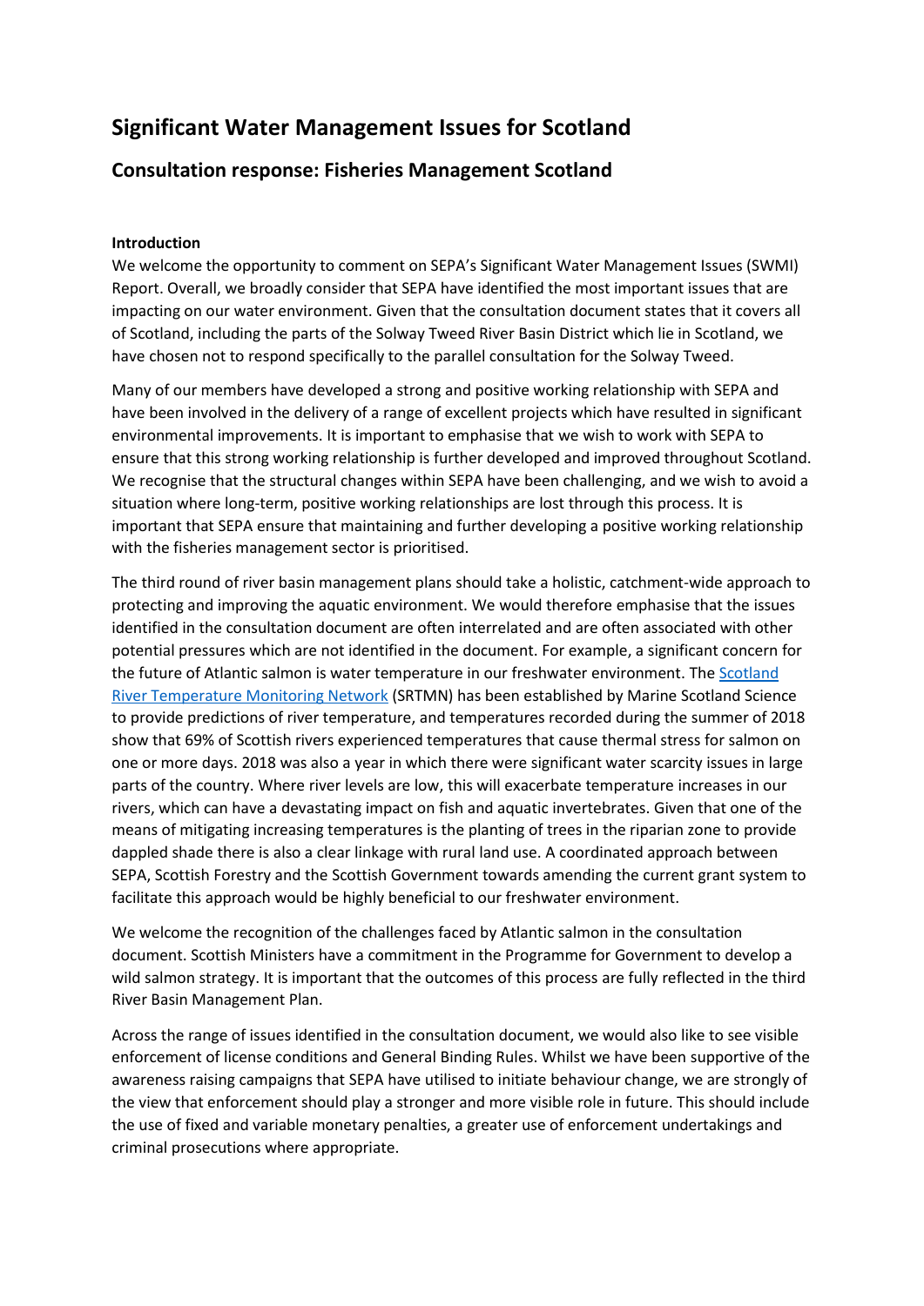# Significant Water Management Issues for Scotland

## Consultation response: Fisheries Management Scotland

**Introduction**

We welcome the opportunity to comment on SEPA's Significant Water Management Issues (SWMI) Report. Overall, we broadly consider that SEPA have identified the most important issues that are impacting on our water environment. Given that the consultation document states that it covers all of Scotland, including the parts of the Solway Tweed River Basin District which lie in Scotland, we have chosen not to respond specifically to the parallel consultation for the Solway Tweed.

Many of our members have developed a strong and positive working relationship with SEPA and have been involved in the delivery of a range of excellent projects which have resulted in significant environmental improvements. It is important to emphasise that we wish to work with SEPA to ensure that this strong working relationship is further developed and improved throughout Scotland. We recognise that the structural changes within SEPA have been challenging, and we wish to avoid a situation where long-term, positive working relationships are lost through this process. It is important that SEPA ensure that maintaining and further developing a positive working relationship with the fisheries management sector is prioritised.

The third round of river basin management plans should take a holistic, catchment-wide approach to protecting and improving the aquatic environment. We would therefore emphasise that the issues identified in the consultation document are often interrelated and are often associated with other potential pressures which are not identified in the document. For example, a significant concern for the future of Atlantic salmon is water temperature in our freshwater environment. The Scotland River Temperature Monitoring Network (SRTMN) has been established by Marine Scotland Science to provide predictions of river temperature, and temperatures recorded during the summer of 2018 show that 69% of Scottish rivers experienced temperatures that cause thermal stress for salmon on one or more days. 2018 was also a year in which there were significant water scarcity issues in large parts of the country. Where river levels are low, this will exacerbate temperature increases in our rivers, which can have a devastating impact on fish and aquatic invertebrates. Given that one of the means of mitigating increasing temperatures is the planting of trees in the riparian zone to provide dappled shade there is also a clear linkage with rural land use. A coordinated approach between SEPA, Scottish Forestry and the Scottish Government towards amending the current grant system to facilitate this approach would be highly beneficial to our freshwater environment.

We welcome the recognition of the challenges faced by Atlantic salmon in the consultation document. Scottish Ministers have a commitment in the Programme for Government to develop a wild salmon strategy. It is important that the outcomes of this process are fully reflected in the third River Basin Management Plan.

Across the range of issues identified in the consultation document, we would also like to see visible enforcement of license conditions and General Binding Rules. Whilst we have been supportive of the awareness raising campaigns that SEPA have utilised to initiate behaviour change, we are strongly of the view that enforcement should play a stronger and more visible role in future. This should include the use of fixed and variable monetary penalties, a greater use of enforcement undertakings and criminal prosecutions where appropriate.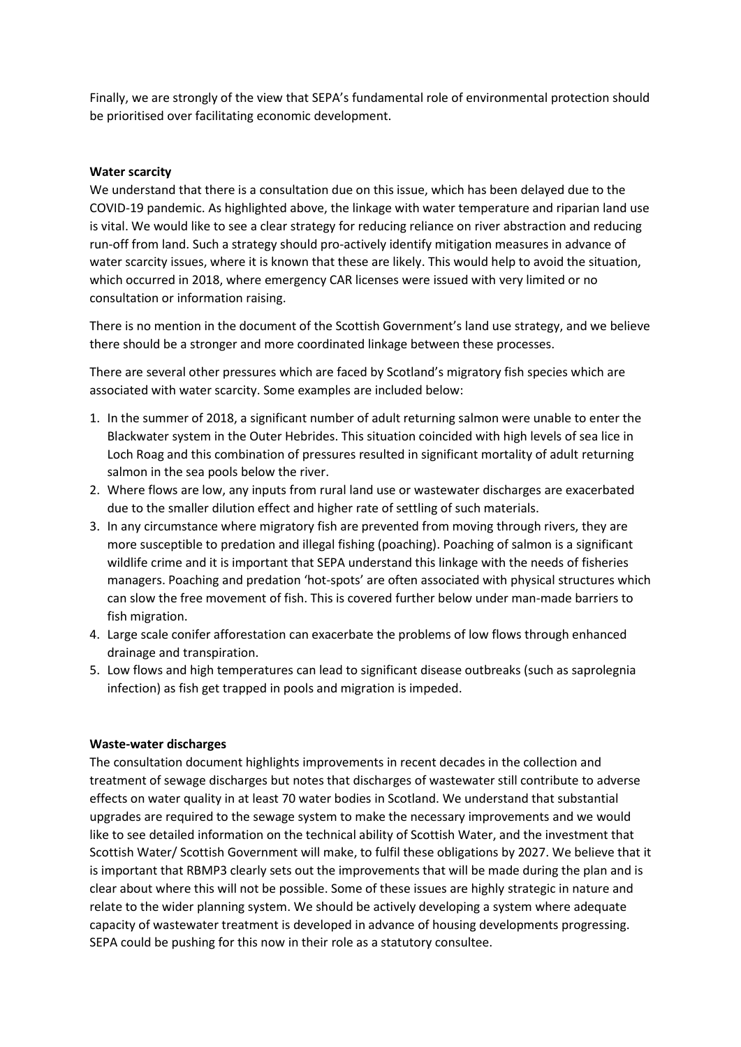Finally, we are strongly of the view that SEPA's fundamental role of environmental protection should be prioritised over facilitating economic development.

**Water scarcity**

We understand that there is a consultation due on this issue, which has been delayed due to the COVID-19 pandemic. As highlighted above, the linkage with water temperature and riparian land use is vital. We would like to see a clear strategy for reducing reliance on river abstraction and reducing run-off from land. Such a strategy should pro-actively identify mitigation measures in advance of water scarcity issues, where it is known that these are likely. This would help to avoid the situation, which occurred in 2018, where emergency CAR licenses were issued with very limited or no consultation or information raising.

There is no mention in the document of the Scottish Government's land use strategy, and we believe there should be a stronger and more coordinated linkage between these processes.

There are several other pressures which are faced by Scotland's migratory fish species which are associated with water scarcity. Some examples are included below:

1. In the summer of 2018, a significant number of adult returning salmon were unable to enter the Blackwater system in the Outer Hebrides. This situation coincided with high levels of sea lice in Loch Roag and this combination of pressures resulted in significant mortality of adult returning salmon in the sea pools below the river.
2. Where flows are low, any inputs from rural land use or wastewater discharges are exacerbated due to the smaller dilution effect and higher rate of settling of such materials.
3. In any circumstance where migratory fish are prevented from moving through rivers, they are more susceptible to predation and illegal fishing (poaching). Poaching of salmon is a significant wildlife crime and it is important that SEPA understand this linkage with the needs of fisheries managers. Poaching and predation 'hot-spots' are often associated with physical structures which can slow the free movement of fish. This is covered further below under man-made barriers to fish migration.
4. Large scale conifer afforestation can exacerbate the problems of low flows through enhanced drainage and transpiration.
5. Low flows and high temperatures can lead to significant disease outbreaks (such as saprolegnia infection) as fish get trapped in pools and migration is impeded.

**Waste-water discharges**

The consultation document highlights improvements in recent decades in the collection and treatment of sewage discharges but notes that discharges of wastewater still contribute to adverse effects on water quality in at least 70 water bodies in Scotland. We understand that substantial upgrades are required to the sewage system to make the necessary improvements and we would like to see detailed information on the technical ability of Scottish Water, and the investment that Scottish Water/ Scottish Government will make, to fulfil these obligations by 2027. We believe that it is important that RBMP3 clearly sets out the improvements that will be made during the plan and is clear about where this will not be possible. Some of these issues are highly strategic in nature and relate to the wider planning system. We should be actively developing a system where adequate capacity of wastewater treatment is developed in advance of housing developments progressing. SEPA could be pushing for this now in their role as a statutory consultee.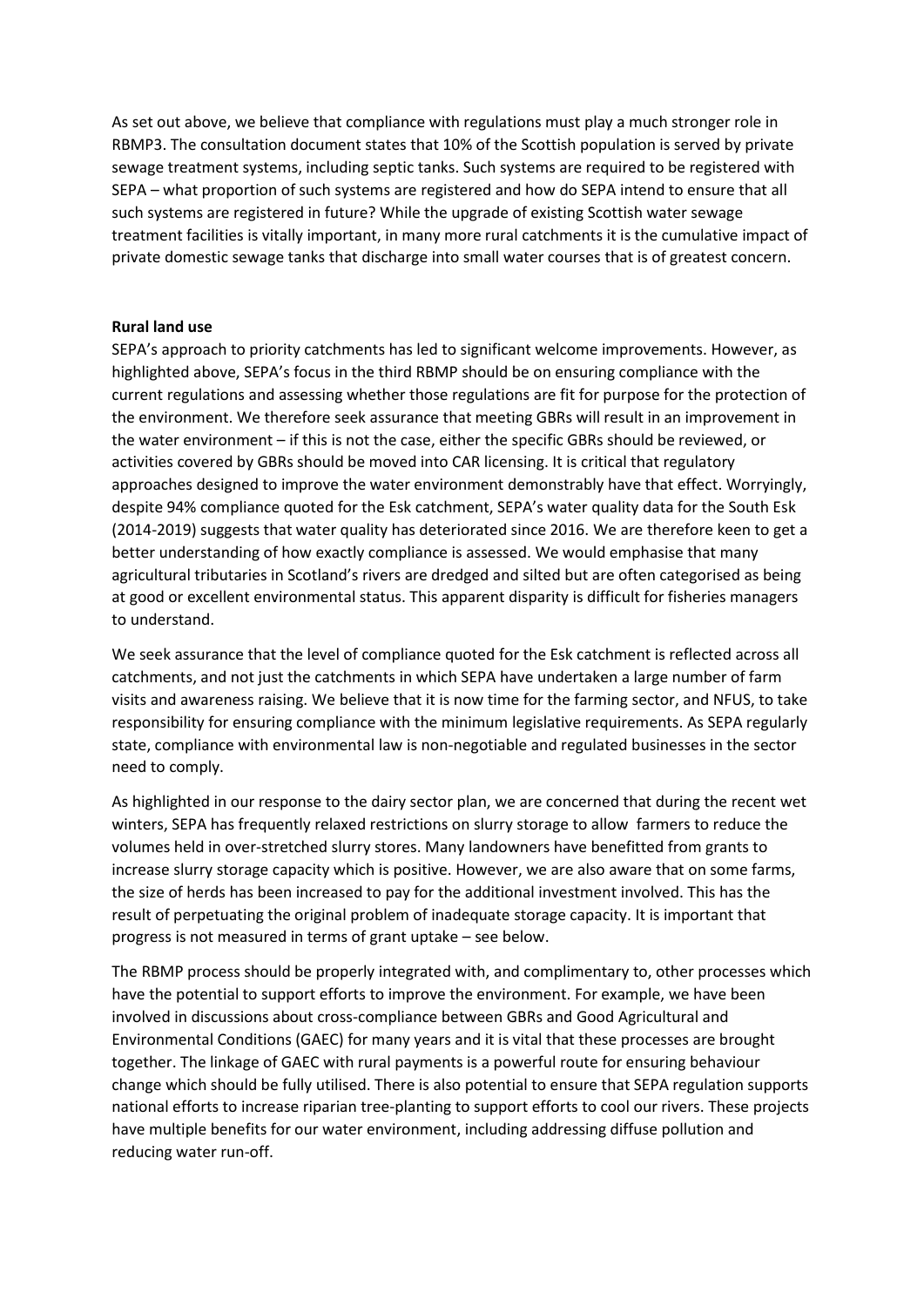As set out above, we believe that compliance with regulations must play a much stronger role in RBMP3. The consultation document states that 10% of the Scottish population is served by private sewage treatment systems, including septic tanks. Such systems are required to be registered with SEPA – what proportion of such systems are registered and how do SEPA intend to ensure that all such systems are registered in future? While the upgrade of existing Scottish water sewage treatment facilities is vitally important, in many more rural catchments it is the cumulative impact of private domestic sewage tanks that discharge into small water courses that is of greatest concern.

**Rural land use**

SEPA's approach to priority catchments has led to significant welcome improvements. However, as highlighted above, SEPA's focus in the third RBMP should be on ensuring compliance with the current regulations and assessing whether those regulations are fit for purpose for the protection of the environment. We therefore seek assurance that meeting GBRs will result in an improvement in the water environment – if this is not the case, either the specific GBRs should be reviewed, or activities covered by GBRs should be moved into CAR licensing. It is critical that regulatory approaches designed to improve the water environment demonstrably have that effect. Worryingly, despite 94% compliance quoted for the Esk catchment, SEPA's water quality data for the South Esk (2014-2019) suggests that water quality has deteriorated since 2016. We are therefore keen to get a better understanding of how exactly compliance is assessed. We would emphasise that many agricultural tributaries in Scotland's rivers are dredged and silted but are often categorised as being at good or excellent environmental status. This apparent disparity is difficult for fisheries managers to understand.

We seek assurance that the level of compliance quoted for the Esk catchment is reflected across all catchments, and not just the catchments in which SEPA have undertaken a large number of farm visits and awareness raising. We believe that it is now time for the farming sector, and NFUS, to take responsibility for ensuring compliance with the minimum legislative requirements. As SEPA regularly state, compliance with environmental law is non-negotiable and regulated businesses in the sector need to comply.

As highlighted in our response to the dairy sector plan, we are concerned that during the recent wet winters, SEPA has frequently relaxed restrictions on slurry storage to allow farmers to reduce the volumes held in over-stretched slurry stores. Many landowners have benefitted from grants to increase slurry storage capacity which is positive. However, we are also aware that on some farms, the size of herds has been increased to pay for the additional investment involved. This has the result of perpetuating the original problem of inadequate storage capacity. It is important that progress is not measured in terms of grant uptake – see below.

The RBMP process should be properly integrated with, and complimentary to, other processes which have the potential to support efforts to improve the environment. For example, we have been involved in discussions about cross-compliance between GBRs and Good Agricultural and Environmental Conditions (GAEC) for many years and it is vital that these processes are brought together. The linkage of GAEC with rural payments is a powerful route for ensuring behaviour change which should be fully utilised. There is also potential to ensure that SEPA regulation supports national efforts to increase riparian tree-planting to support efforts to cool our rivers. These projects have multiple benefits for our water environment, including addressing diffuse pollution and reducing water run-off.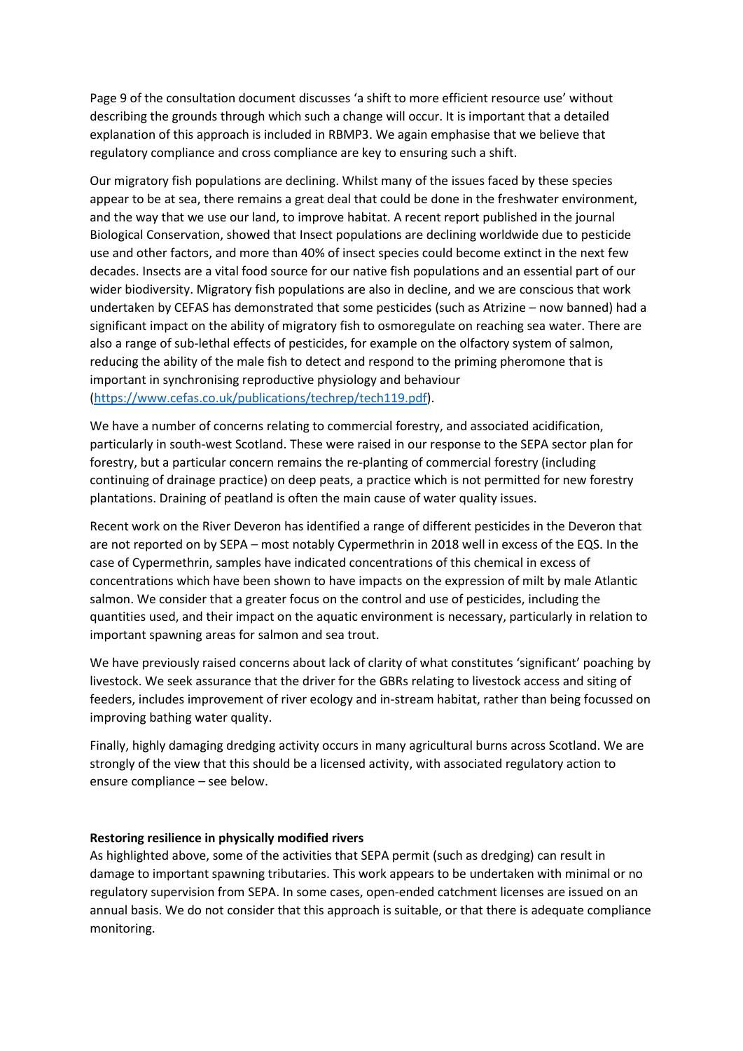Page 9 of the consultation document discusses 'a shift to more efficient resource use' without describing the grounds through which such a change will occur. It is important that a detailed explanation of this approach is included in RBMP3. We again emphasise that we believe that regulatory compliance and cross compliance are key to ensuring such a shift.

Our migratory fish populations are declining. Whilst many of the issues faced by these species appear to be at sea, there remains a great deal that could be done in the freshwater environment, and the way that we use our land, to improve habitat. A recent report published in the journal Biological Conservation, showed that Insect populations are declining worldwide due to pesticide use and other factors, and more than 40% of insect species could become extinct in the next few decades. Insects are a vital food source for our native fish populations and an essential part of our wider biodiversity. Migratory fish populations are also in decline, and we are conscious that work undertaken by CEFAS has demonstrated that some pesticides (such as Atrizine – now banned) had a significant impact on the ability of migratory fish to osmoregulate on reaching sea water. There are also a range of sub-lethal effects of pesticides, for example on the olfactory system of salmon, reducing the ability of the male fish to detect and respond to the priming pheromone that is important in synchronising reproductive physiology and behaviour (https://www.cefas.co.uk/publications/techrep/tech119.pdf).

We have a number of concerns relating to commercial forestry, and associated acidification, particularly in south-west Scotland. These were raised in our response to the SEPA sector plan for forestry, but a particular concern remains the re-planting of commercial forestry (including continuing of drainage practice) on deep peats, a practice which is not permitted for new forestry plantations. Draining of peatland is often the main cause of water quality issues.

Recent work on the River Deveron has identified a range of different pesticides in the Deveron that are not reported on by SEPA – most notably Cypermethrin in 2018 well in excess of the EQS. In the case of Cypermethrin, samples have indicated concentrations of this chemical in excess of concentrations which have been shown to have impacts on the expression of milt by male Atlantic salmon. We consider that a greater focus on the control and use of pesticides, including the quantities used, and their impact on the aquatic environment is necessary, particularly in relation to important spawning areas for salmon and sea trout.

We have previously raised concerns about lack of clarity of what constitutes 'significant' poaching by livestock. We seek assurance that the driver for the GBRs relating to livestock access and siting of feeders, includes improvement of river ecology and in-stream habitat, rather than being focussed on improving bathing water quality.

Finally, highly damaging dredging activity occurs in many agricultural burns across Scotland. We are strongly of the view that this should be a licensed activity, with associated regulatory action to ensure compliance – see below.

**Restoring resilience in physically modified rivers**

As highlighted above, some of the activities that SEPA permit (such as dredging) can result in damage to important spawning tributaries. This work appears to be undertaken with minimal or no regulatory supervision from SEPA. In some cases, open-ended catchment licenses are issued on an annual basis. We do not consider that this approach is suitable, or that there is adequate compliance monitoring.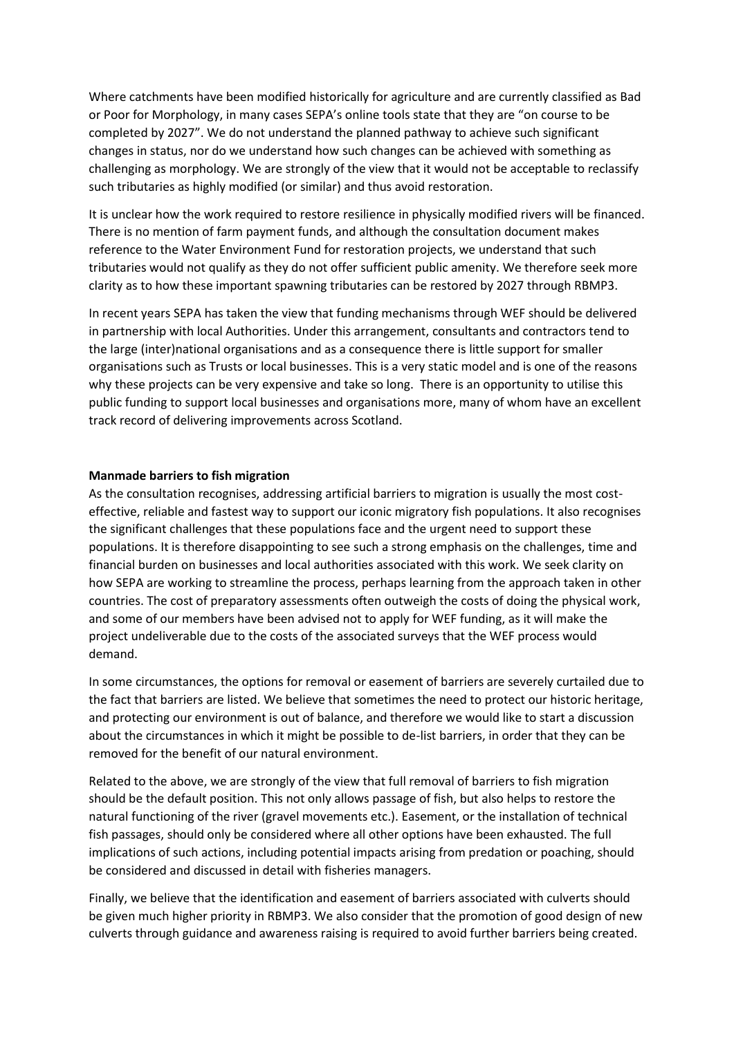Where catchments have been modified historically for agriculture and are currently classified as Bad or Poor for Morphology, in many cases SEPA's online tools state that they are "on course to be completed by 2027". We do not understand the planned pathway to achieve such significant changes in status, nor do we understand how such changes can be achieved with something as challenging as morphology. We are strongly of the view that it would not be acceptable to reclassify such tributaries as highly modified (or similar) and thus avoid restoration.

It is unclear how the work required to restore resilience in physically modified rivers will be financed. There is no mention of farm payment funds, and although the consultation document makes reference to the Water Environment Fund for restoration projects, we understand that such tributaries would not qualify as they do not offer sufficient public amenity. We therefore seek more clarity as to how these important spawning tributaries can be restored by 2027 through RBMP3.

In recent years SEPA has taken the view that funding mechanisms through WEF should be delivered in partnership with local Authorities. Under this arrangement, consultants and contractors tend to the large (inter)national organisations and as a consequence there is little support for smaller organisations such as Trusts or local businesses. This is a very static model and is one of the reasons why these projects can be very expensive and take so long. There is an opportunity to utilise this public funding to support local businesses and organisations more, many of whom have an excellent track record of delivering improvements across Scotland.

**Manmade barriers to fish migration**

As the consultation recognises, addressing artificial barriers to migration is usually the most cost-effective, reliable and fastest way to support our iconic migratory fish populations. It also recognises the significant challenges that these populations face and the urgent need to support these populations. It is therefore disappointing to see such a strong emphasis on the challenges, time and financial burden on businesses and local authorities associated with this work. We seek clarity on how SEPA are working to streamline the process, perhaps learning from the approach taken in other countries. The cost of preparatory assessments often outweigh the costs of doing the physical work, and some of our members have been advised not to apply for WEF funding, as it will make the project undeliverable due to the costs of the associated surveys that the WEF process would demand.

In some circumstances, the options for removal or easement of barriers are severely curtailed due to the fact that barriers are listed. We believe that sometimes the need to protect our historic heritage, and protecting our environment is out of balance, and therefore we would like to start a discussion about the circumstances in which it might be possible to de-list barriers, in order that they can be removed for the benefit of our natural environment.

Related to the above, we are strongly of the view that full removal of barriers to fish migration should be the default position. This not only allows passage of fish, but also helps to restore the natural functioning of the river (gravel movements etc.). Easement, or the installation of technical fish passages, should only be considered where all other options have been exhausted. The full implications of such actions, including potential impacts arising from predation or poaching, should be considered and discussed in detail with fisheries managers.

Finally, we believe that the identification and easement of barriers associated with culverts should be given much higher priority in RBMP3. We also consider that the promotion of good design of new culverts through guidance and awareness raising is required to avoid further barriers being created.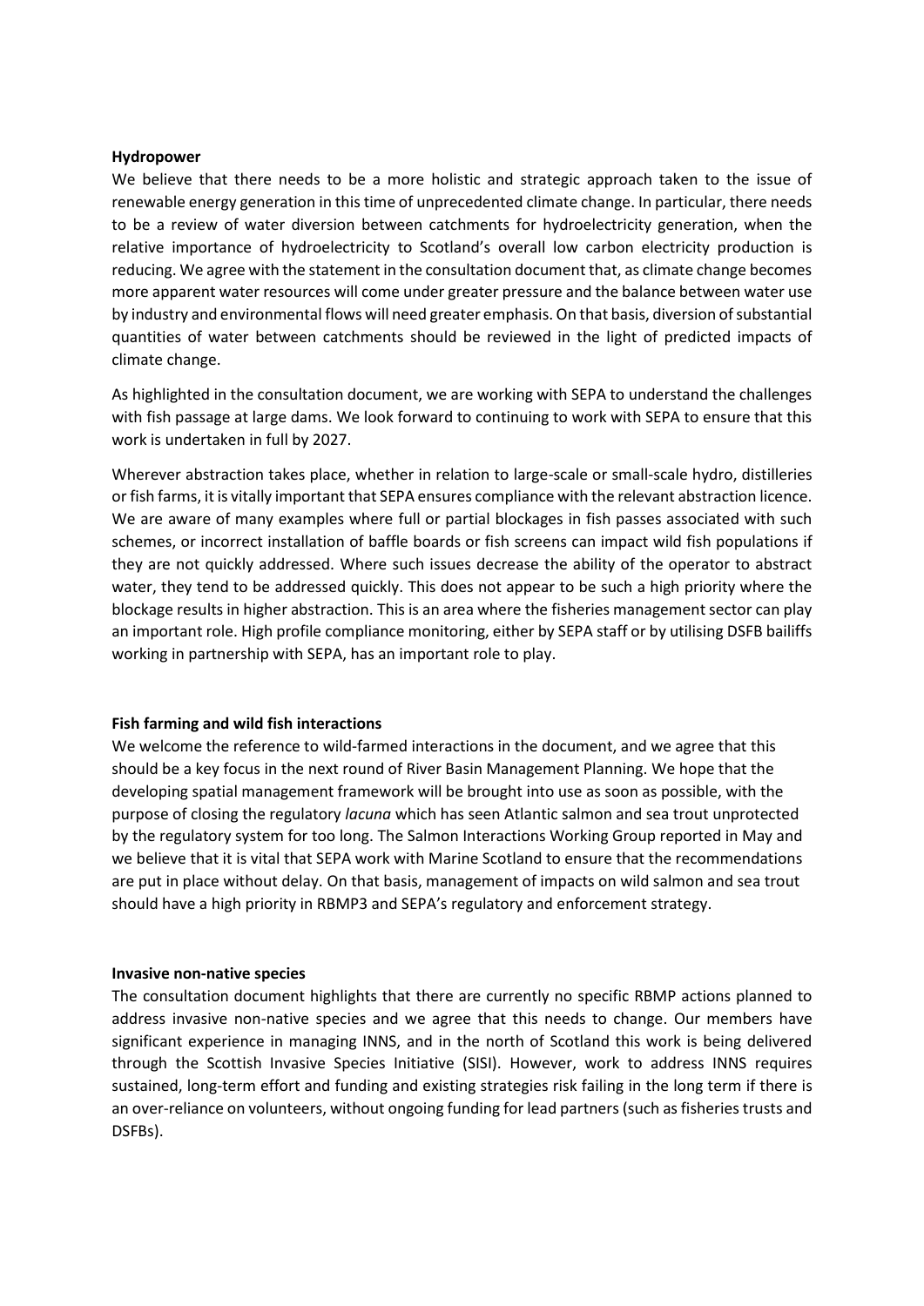**Hydropower**

We believe that there needs to be a more holistic and strategic approach taken to the issue of renewable energy generation in this time of unprecedented climate change. In particular, there needs to be a review of water diversion between catchments for hydroelectricity generation, when the relative importance of hydroelectricity to Scotland's overall low carbon electricity production is reducing. We agree with the statement in the consultation document that, as climate change becomes more apparent water resources will come under greater pressure and the balance between water use by industry and environmental flows will need greater emphasis. On that basis, diversion of substantial quantities of water between catchments should be reviewed in the light of predicted impacts of climate change.

As highlighted in the consultation document, we are working with SEPA to understand the challenges with fish passage at large dams. We look forward to continuing to work with SEPA to ensure that this work is undertaken in full by 2027.

Wherever abstraction takes place, whether in relation to large-scale or small-scale hydro, distilleries or fish farms, it is vitally important that SEPA ensures compliance with the relevant abstraction licence. We are aware of many examples where full or partial blockages in fish passes associated with such schemes, or incorrect installation of baffle boards or fish screens can impact wild fish populations if they are not quickly addressed. Where such issues decrease the ability of the operator to abstract water, they tend to be addressed quickly. This does not appear to be such a high priority where the blockage results in higher abstraction. This is an area where the fisheries management sector can play an important role. High profile compliance monitoring, either by SEPA staff or by utilising DSFB bailiffs working in partnership with SEPA, has an important role to play.

**Fish farming and wild fish interactions**

We welcome the reference to wild-farmed interactions in the document, and we agree that this should be a key focus in the next round of River Basin Management Planning. We hope that the developing spatial management framework will be brought into use as soon as possible, with the purpose of closing the regulatory *lacuna* which has seen Atlantic salmon and sea trout unprotected by the regulatory system for too long. The Salmon Interactions Working Group reported in May and we believe that it is vital that SEPA work with Marine Scotland to ensure that the recommendations are put in place without delay. On that basis, management of impacts on wild salmon and sea trout should have a high priority in RBMP3 and SEPA's regulatory and enforcement strategy.

**Invasive non-native species**

The consultation document highlights that there are currently no specific RBMP actions planned to address invasive non-native species and we agree that this needs to change. Our members have significant experience in managing INNS, and in the north of Scotland this work is being delivered through the Scottish Invasive Species Initiative (SISI). However, work to address INNS requires sustained, long-term effort and funding and existing strategies risk failing in the long term if there is an over-reliance on volunteers, without ongoing funding for lead partners (such as fisheries trusts and DSFBs).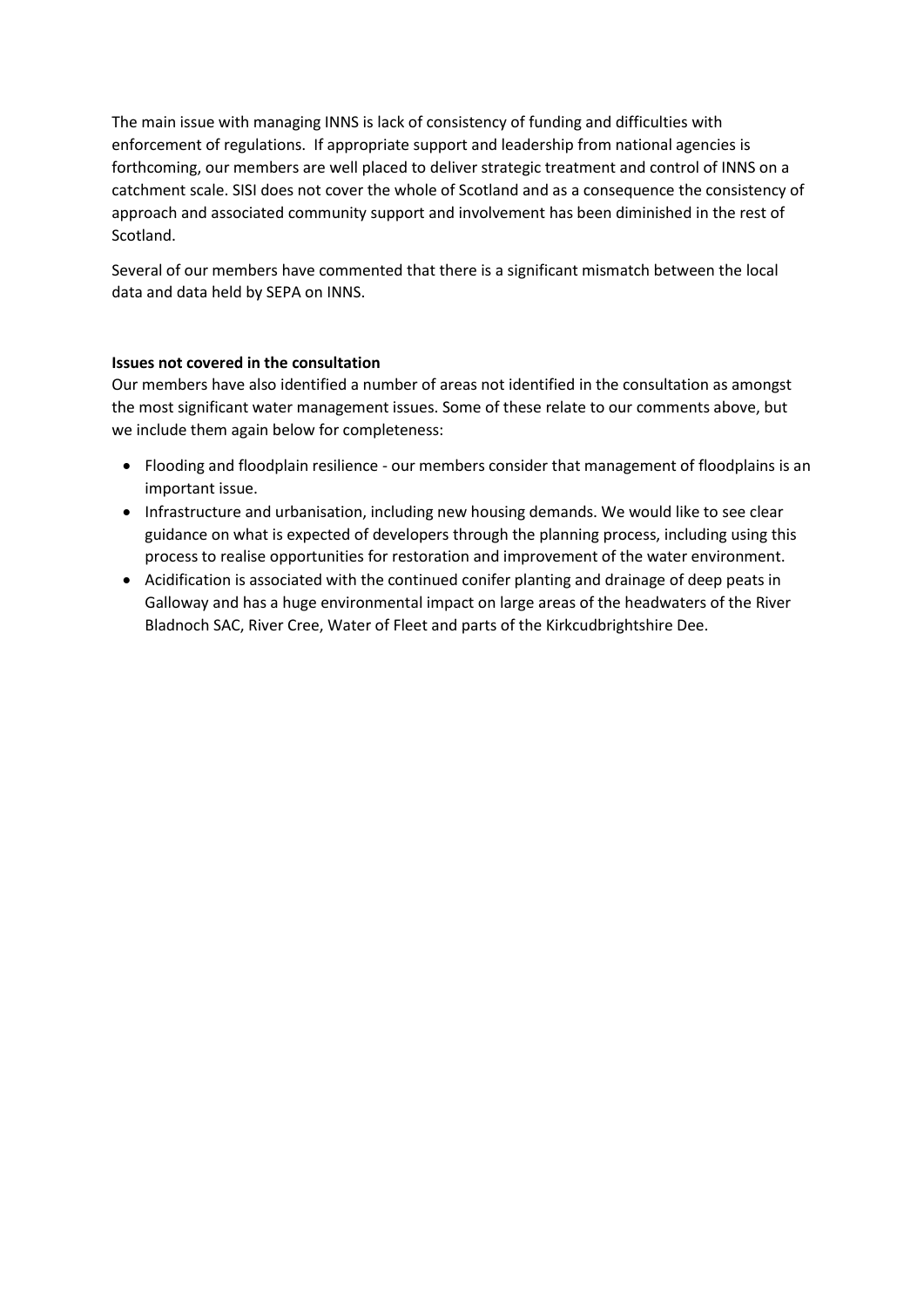The main issue with managing INNS is lack of consistency of funding and difficulties with enforcement of regulations. If appropriate support and leadership from national agencies is forthcoming, our members are well placed to deliver strategic treatment and control of INNS on a catchment scale. SISI does not cover the whole of Scotland and as a consequence the consistency of approach and associated community support and involvement has been diminished in the rest of Scotland.

Several of our members have commented that there is a significant mismatch between the local data and data held by SEPA on INNS.

**Issues not covered in the consultation**

Our members have also identified a number of areas not identified in the consultation as amongst the most significant water management issues. Some of these relate to our comments above, but we include them again below for completeness:

- Flooding and floodplain resilience - our members consider that management of floodplains is an important issue.
- Infrastructure and urbanisation, including new housing demands. We would like to see clear guidance on what is expected of developers through the planning process, including using this process to realise opportunities for restoration and improvement of the water environment.
- Acidification is associated with the continued conifer planting and drainage of deep peats in Galloway and has a huge environmental impact on large areas of the headwaters of the River Bladnoch SAC, River Cree, Water of Fleet and parts of the Kirkcudbrightshire Dee.